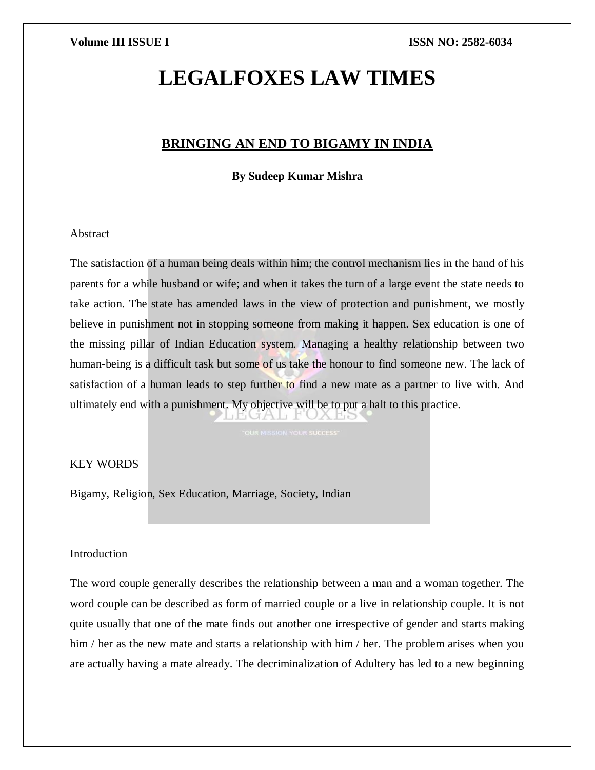# LEGALFOXES LAW TIMES

## BRINGING AN END TO BIGAMY IN INDIA

**By Sudeep Kumar Mishra**

Abstract

The satisfaction of a human being deals within him; the control mechanism lies in the hand of his parents for a while husband or wife; and when it takes the turn of a large event the state needs to take action. The state has amended laws in the view of protection and punishment, we mostly believe in punishment not in stopping someone from making it happen. Sex education is one of the missing pillar of Indian Education system. Managing a healthy relationship between two human-being is a difficult task but some of us take the honour to find someone new. The lack of satisfaction of a human leads to step further to find a new mate as a partner to live with. And ultimately end with a punishment. My objective will be to put a halt to this practice.

KEY WORDS

Bigamy, Religion, Sex Education, Marriage, Society, Indian

Introduction

The word couple generally describes the relationship between a man and a woman together. The word couple can be described as form of married couple or a live in relationship couple. It is not quite usually that one of the mate finds out another one irrespective of gender and starts making him / her as the new mate and starts a relationship with him / her. The problem arises when you are actually having a mate already. The decriminalization of Adultery has led to a new beginning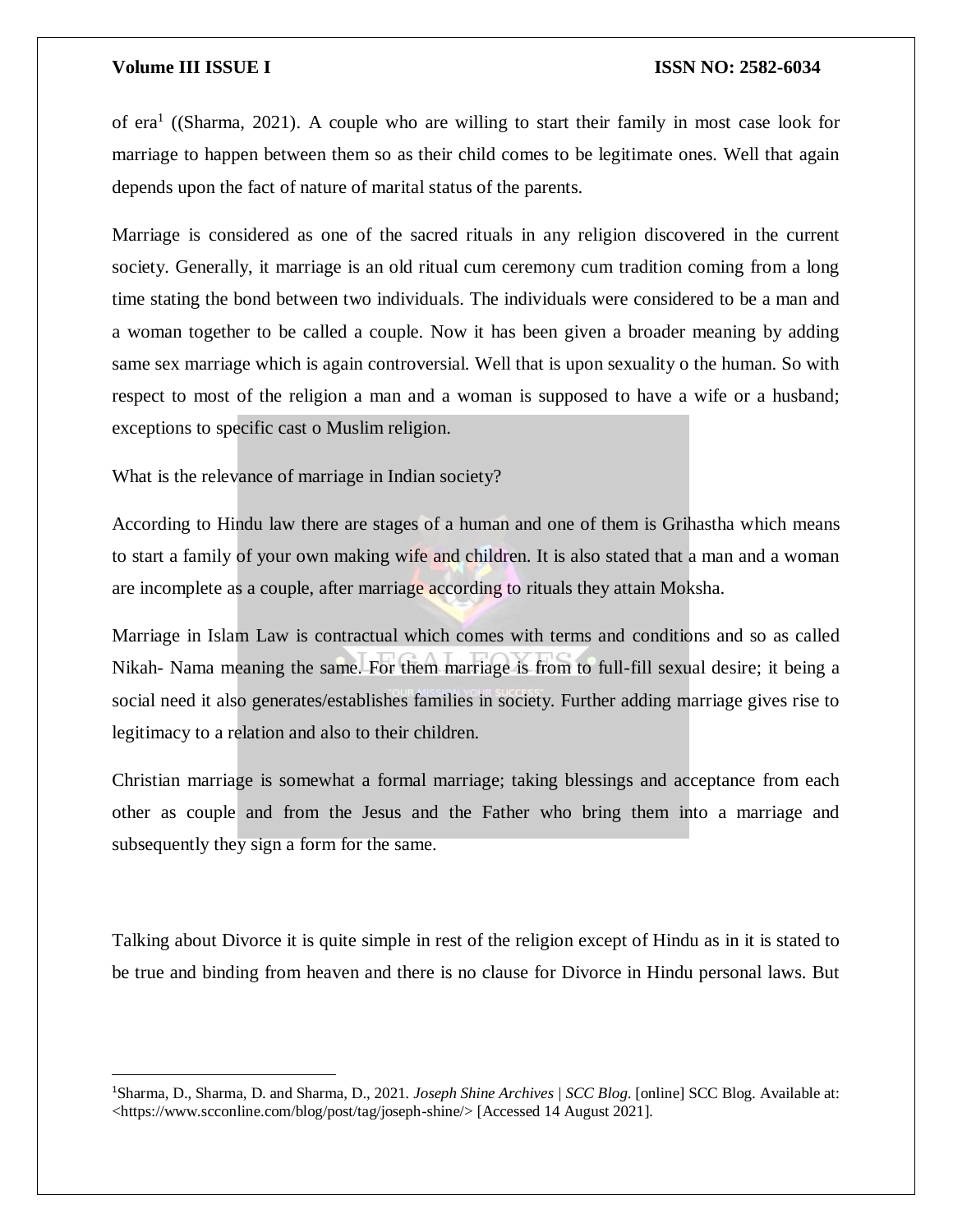of era[1] ((Sharma, 2021). A couple who are willing to start their family in most case look for marriage to happen between them so as their child comes to be legitimate ones. Well that again depends upon the fact of nature of marital status of the parents.

Marriage is considered as one of the sacred rituals in any religion discovered in the current society. Generally, it marriage is an old ritual cum ceremony cum tradition coming from a long time stating the bond between two individuals. The individuals were considered to be a man and a woman together to be called a couple. Now it has been given a broader meaning by adding same sex marriage which is again controversial. Well that is upon sexuality o the human. So with respect to most of the religion a man and a woman is supposed to have a wife or a husband; exceptions to specific cast o Muslim religion.

What is the relevance of marriage in Indian society?

According to Hindu law there are stages of a human and one of them is Grihastha which means to start a family of your own making wife and children. It is also stated that a man and a woman are incomplete as a couple, after marriage according to rituals they attain Moksha.

Marriage in Islam Law is contractual which comes with terms and conditions and so as called Nikah- Nama meaning the same. For them marriage is from to full-fill sexual desire; it being a social need it also generates/establishes families in society. Further adding marriage gives rise to legitimacy to a relation and also to their children.

Christian marriage is somewhat a formal marriage; taking blessings and acceptance from each other as couple and from the Jesus and the Father who bring them into a marriage and subsequently they sign a form for the same.

Talking about Divorce it is quite simple in rest of the religion except of Hindu as in it is stated to be true and binding from heaven and there is no clause for Divorce in Hindu personal laws. But

---

[1] Sharma, D., Sharma, D. and Sharma, D., 2021. *Joseph Shine Archives | SCC Blog*. [online] SCC Blog. Available at: <https://www.scconline.com/blog/post/tag/joseph-shine/> [Accessed 14 August 2021].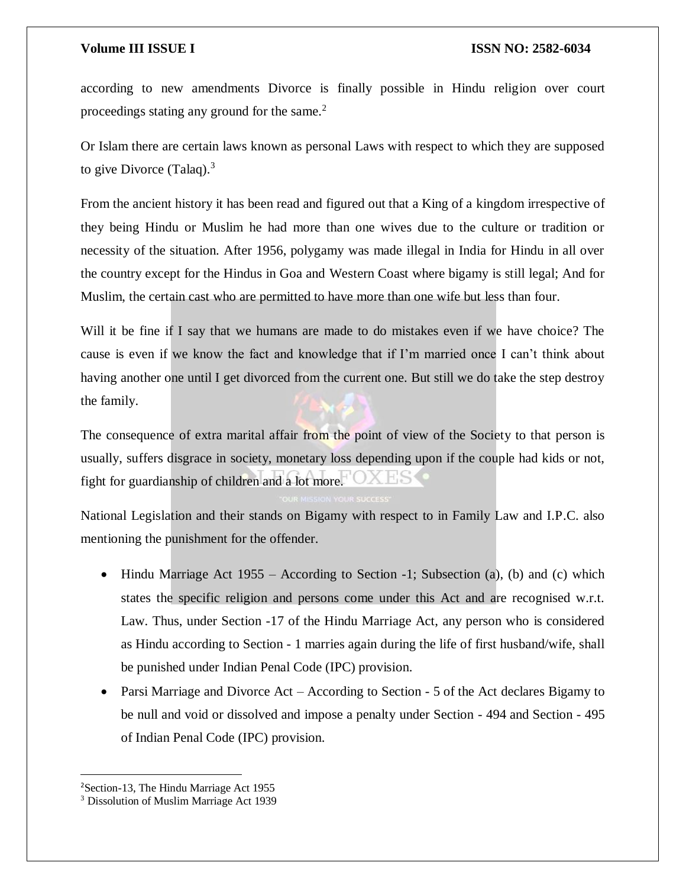according to new amendments Divorce is finally possible in Hindu religion over court proceedings stating any ground for the same.[2]

Or Islam there are certain laws known as personal Laws with respect to which they are supposed to give Divorce (Talaq).[3]

From the ancient history it has been read and figured out that a King of a kingdom irrespective of they being Hindu or Muslim he had more than one wives due to the culture or tradition or necessity of the situation. After 1956, polygamy was made illegal in India for Hindu in all over the country except for the Hindus in Goa and Western Coast where bigamy is still legal; And for Muslim, the certain cast who are permitted to have more than one wife but less than four.

Will it be fine if I say that we humans are made to do mistakes even if we have choice? The cause is even if we know the fact and knowledge that if I'm married once I can't think about having another one until I get divorced from the current one. But still we do take the step destroy the family.

The consequence of extra marital affair from the point of view of the Society to that person is usually, suffers disgrace in society, monetary loss depending upon if the couple had kids or not, fight for guardianship of children and a lot more.

National Legislation and their stands on Bigamy with respect to in Family Law and I.P.C. also mentioning the punishment for the offender.

- Hindu Marriage Act 1955 – According to Section -1; Subsection (a), (b) and (c) which states the specific religion and persons come under this Act and are recognised w.r.t. Law. Thus, under Section -17 of the Hindu Marriage Act, any person who is considered as Hindu according to Section - 1 marries again during the life of first husband/wife, shall be punished under Indian Penal Code (IPC) provision.
- Parsi Marriage and Divorce Act – According to Section - 5 of the Act declares Bigamy to be null and void or dissolved and impose a penalty under Section - 494 and Section - 495 of Indian Penal Code (IPC) provision.

---

[2] Section-13, The Hindu Marriage Act 1955

[3] Dissolution of Muslim Marriage Act 1939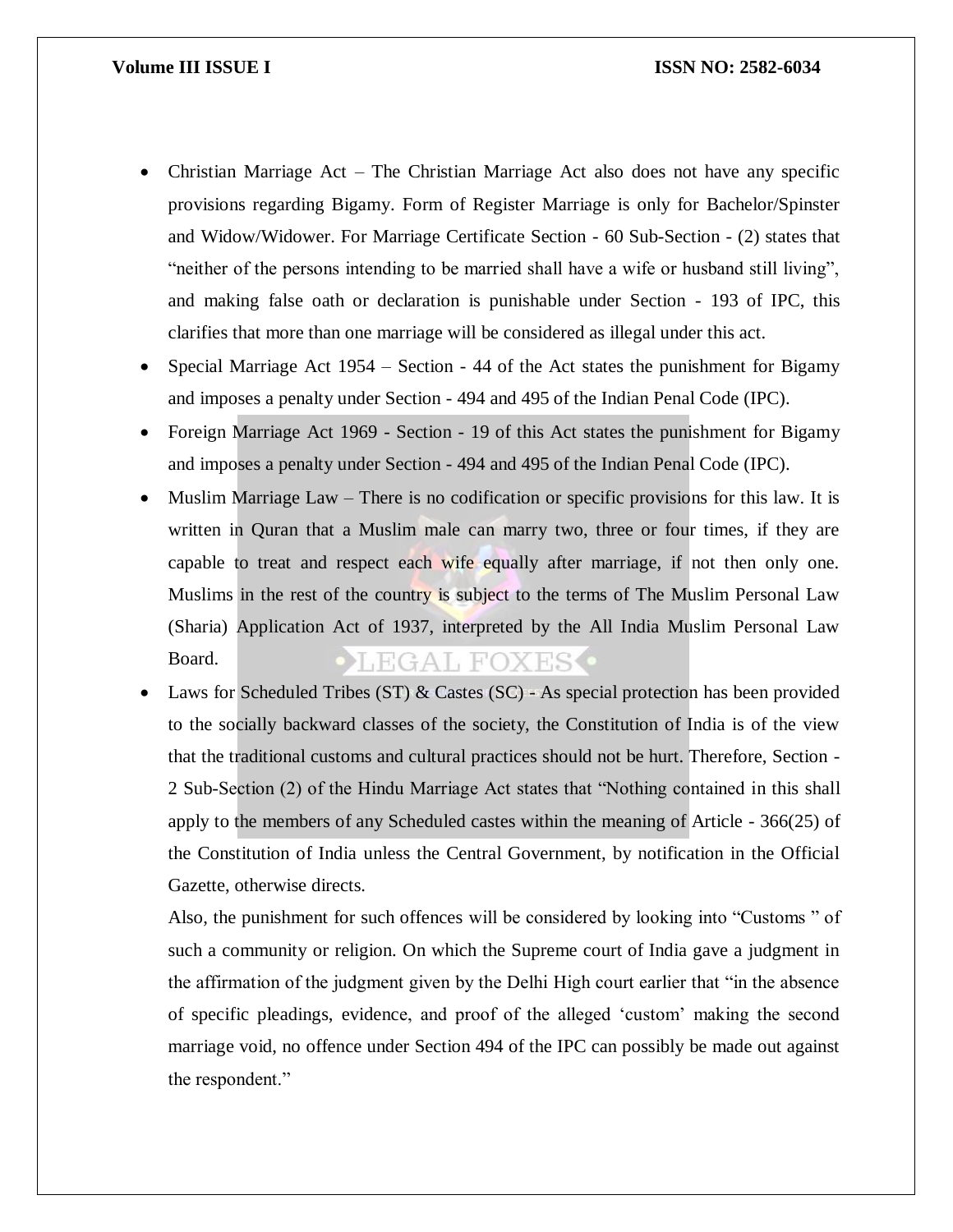- Christian Marriage Act – The Christian Marriage Act also does not have any specific provisions regarding Bigamy. Form of Register Marriage is only for Bachelor/Spinster and Widow/Widower. For Marriage Certificate Section - 60 Sub-Section - (2) states that "neither of the persons intending to be married shall have a wife or husband still living", and making false oath or declaration is punishable under Section - 193 of IPC, this clarifies that more than one marriage will be considered as illegal under this act.
- Special Marriage Act 1954 – Section - 44 of the Act states the punishment for Bigamy and imposes a penalty under Section - 494 and 495 of the Indian Penal Code (IPC).
- Foreign Marriage Act 1969 - Section - 19 of this Act states the punishment for Bigamy and imposes a penalty under Section - 494 and 495 of the Indian Penal Code (IPC).
- Muslim Marriage Law – There is no codification or specific provisions for this law. It is written in Quran that a Muslim male can marry two, three or four times, if they are capable to treat and respect each wife equally after marriage, if not then only one. Muslims in the rest of the country is subject to the terms of The Muslim Personal Law (Sharia) Application Act of 1937, interpreted by the All India Muslim Personal Law Board.
- Laws for Scheduled Tribes (ST) & Castes (SC) - As special protection has been provided to the socially backward classes of the society, the Constitution of India is of the view that the traditional customs and cultural practices should not be hurt. Therefore, Section - 2 Sub-Section (2) of the Hindu Marriage Act states that "Nothing contained in this shall apply to the members of any Scheduled castes within the meaning of Article - 366(25) of the Constitution of India unless the Central Government, by notification in the Official Gazette, otherwise directs.

  Also, the punishment for such offences will be considered by looking into "Customs " of such a community or religion. On which the Supreme court of India gave a judgment in the affirmation of the judgment given by the Delhi High court earlier that "in the absence of specific pleadings, evidence, and proof of the alleged 'custom' making the second marriage void, no offence under Section 494 of the IPC can possibly be made out against the respondent."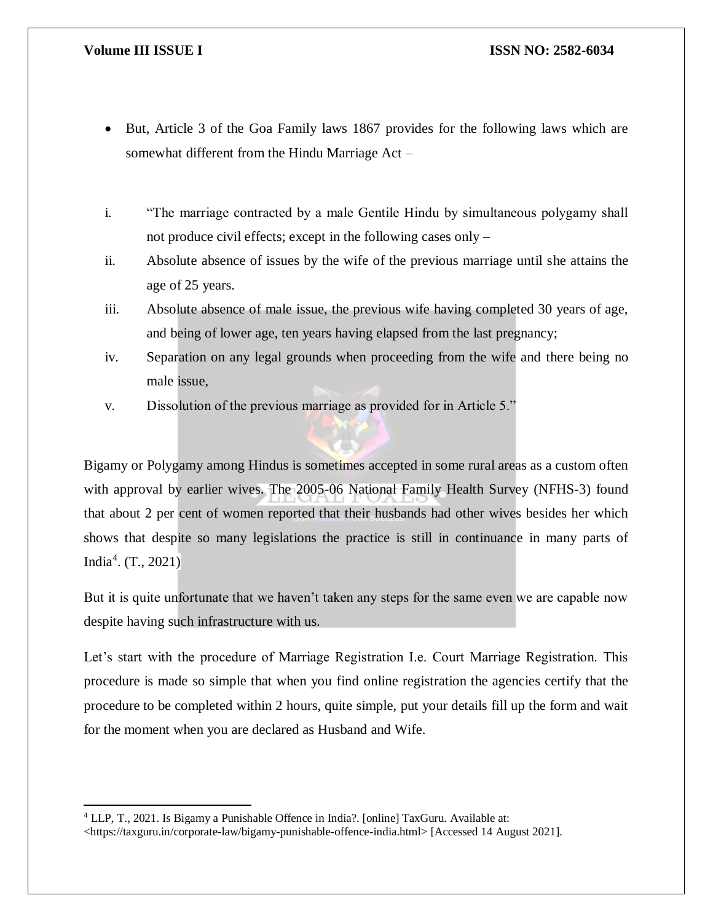- But, Article 3 of the Goa Family laws 1867 provides for the following laws which are somewhat different from the Hindu Marriage Act –

i. "The marriage contracted by a male Gentile Hindu by simultaneous polygamy shall not produce civil effects; except in the following cases only –
ii. Absolute absence of issues by the wife of the previous marriage until she attains the age of 25 years.
iii. Absolute absence of male issue, the previous wife having completed 30 years of age, and being of lower age, ten years having elapsed from the last pregnancy;
iv. Separation on any legal grounds when proceeding from the wife and there being no male issue,
v. Dissolution of the previous marriage as provided for in Article 5."

Bigamy or Polygamy among Hindus is sometimes accepted in some rural areas as a custom often with approval by earlier wives. The 2005-06 National Family Health Survey (NFHS-3) found that about 2 per cent of women reported that their husbands had other wives besides her which shows that despite so many legislations the practice is still in continuance in many parts of India[4]. (T., 2021)

But it is quite unfortunate that we haven't taken any steps for the same even we are capable now despite having such infrastructure with us.

Let's start with the procedure of Marriage Registration I.e. Court Marriage Registration. This procedure is made so simple that when you find online registration the agencies certify that the procedure to be completed within 2 hours, quite simple, put your details fill up the form and wait for the moment when you are declared as Husband and Wife.

---

[4] LLP, T., 2021. Is Bigamy a Punishable Offence in India?. [online] TaxGuru. Available at: <https://taxguru.in/corporate-law/bigamy-punishable-offence-india.html> [Accessed 14 August 2021].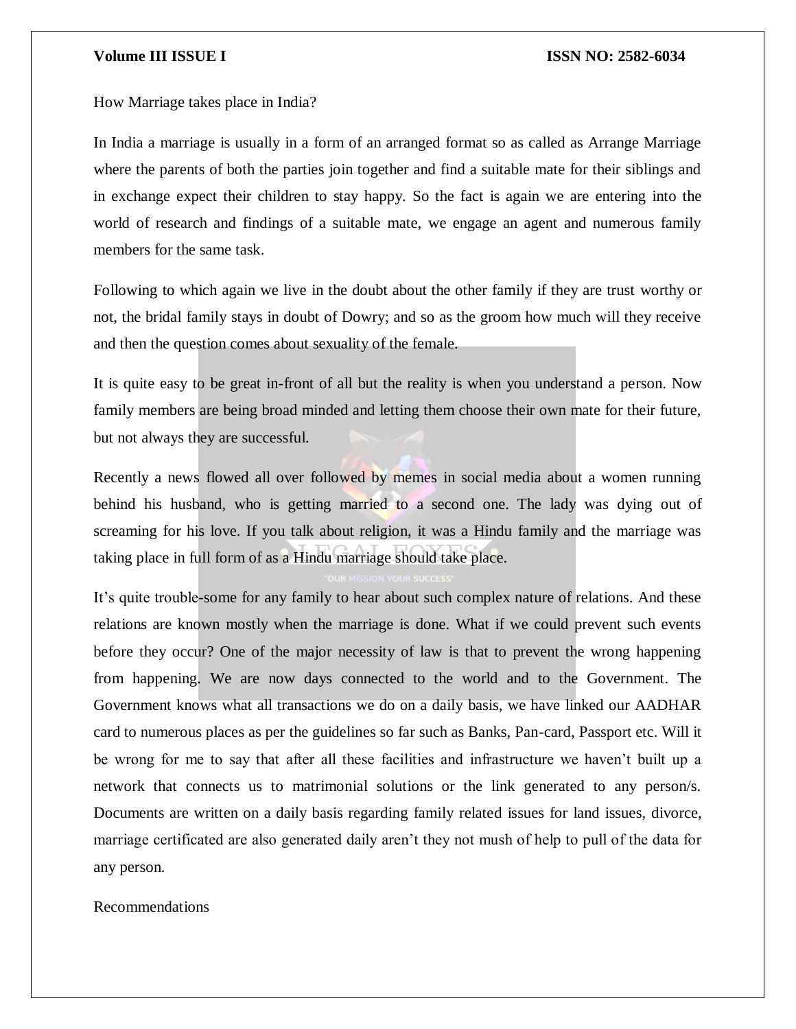How Marriage takes place in India?

In India a marriage is usually in a form of an arranged format so as called as Arrange Marriage where the parents of both the parties join together and find a suitable mate for their siblings and in exchange expect their children to stay happy. So the fact is again we are entering into the world of research and findings of a suitable mate, we engage an agent and numerous family members for the same task.

Following to which again we live in the doubt about the other family if they are trust worthy or not, the bridal family stays in doubt of Dowry; and so as the groom how much will they receive and then the question comes about sexuality of the female.

It is quite easy to be great in-front of all but the reality is when you understand a person. Now family members are being broad minded and letting them choose their own mate for their future, but not always they are successful.

Recently a news flowed all over followed by memes in social media about a women running behind his husband, who is getting married to a second one. The lady was dying out of screaming for his love. If you talk about religion, it was a Hindu family and the marriage was taking place in full form of as a Hindu marriage should take place.

It's quite trouble-some for any family to hear about such complex nature of relations. And these relations are known mostly when the marriage is done. What if we could prevent such events before they occur? One of the major necessity of law is that to prevent the wrong happening from happening. We are now days connected to the world and to the Government. The Government knows what all transactions we do on a daily basis, we have linked our AADHAR card to numerous places as per the guidelines so far such as Banks, Pan-card, Passport etc. Will it be wrong for me to say that after all these facilities and infrastructure we haven't built up a network that connects us to matrimonial solutions or the link generated to any person/s. Documents are written on a daily basis regarding family related issues for land issues, divorce, marriage certificated are also generated daily aren't they not mush of help to pull of the data for any person.

Recommendations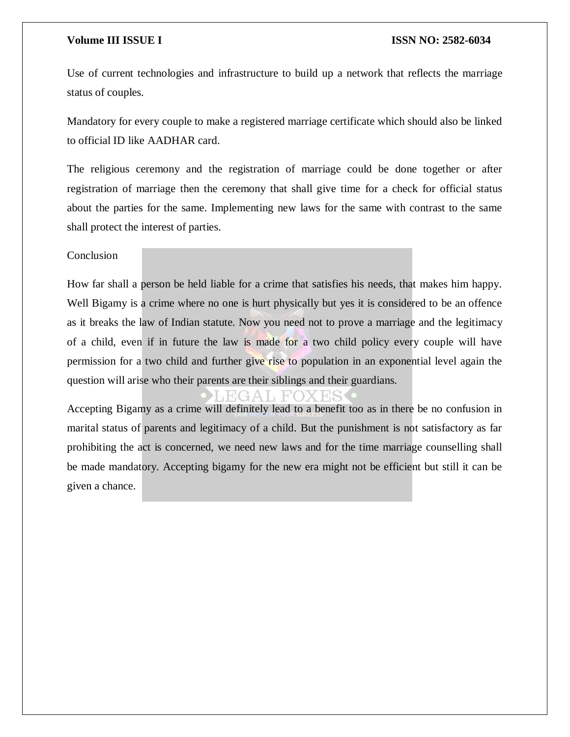Use of current technologies and infrastructure to build up a network that reflects the marriage status of couples.

Mandatory for every couple to make a registered marriage certificate which should also be linked to official ID like AADHAR card.

The religious ceremony and the registration of marriage could be done together or after registration of marriage then the ceremony that shall give time for a check for official status about the parties for the same. Implementing new laws for the same with contrast to the same shall protect the interest of parties.

## Conclusion

How far shall a person be held liable for a crime that satisfies his needs, that makes him happy. Well Bigamy is a crime where no one is hurt physically but yes it is considered to be an offence as it breaks the law of Indian statute. Now you need not to prove a marriage and the legitimacy of a child, even if in future the law is made for a two child policy every couple will have permission for a two child and further give rise to population in an exponential level again the question will arise who their parents are their siblings and their guardians.

Accepting Bigamy as a crime will definitely lead to a benefit too as in there be no confusion in marital status of parents and legitimacy of a child. But the punishment is not satisfactory as far prohibiting the act is concerned, we need new laws and for the time marriage counselling shall be made mandatory. Accepting bigamy for the new era might not be efficient but still it can be given a chance.